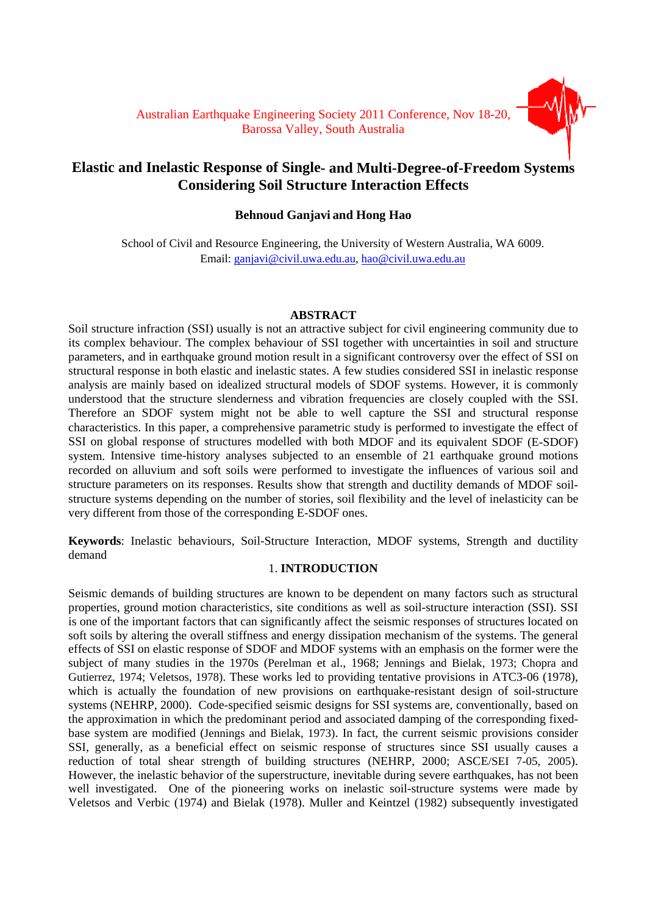Australian Earthquake Engineering Society 2011 Conference, Nov 18-20, Barossa Valley, South Australia

# Elastic and Inelastic Response of Single- and Multi-Degree-of-Freedom Systems Considering Soil Structure Interaction Effects

**Behnoud Ganjavi and Hong Hao**

School of Civil and Resource Engineering, the University of Western Australia, WA 6009.
Email: ganjavi@civil.uwa.edu.au, hao@civil.uwa.edu.au

## ABSTRACT

Soil structure infraction (SSI) usually is not an attractive subject for civil engineering community due to its complex behaviour. The complex behaviour of SSI together with uncertainties in soil and structure parameters, and in earthquake ground motion result in a significant controversy over the effect of SSI on structural response in both elastic and inelastic states. A few studies considered SSI in inelastic response analysis are mainly based on idealized structural models of SDOF systems. However, it is commonly understood that the structure slenderness and vibration frequencies are closely coupled with the SSI. Therefore an SDOF system might not be able to well capture the SSI and structural response characteristics. In this paper, a comprehensive parametric study is performed to investigate the effect of SSI on global response of structures modelled with both MDOF and its equivalent SDOF (E-SDOF) system. Intensive time-history analyses subjected to an ensemble of 21 earthquake ground motions recorded on alluvium and soft soils were performed to investigate the influences of various soil and structure parameters on its responses. Results show that strength and ductility demands of MDOF soil-structure systems depending on the number of stories, soil flexibility and the level of inelasticity can be very different from those of the corresponding E-SDOF ones.

**Keywords**: Inelastic behaviours, Soil-Structure Interaction, MDOF systems, Strength and ductility demand

## 1. INTRODUCTION

Seismic demands of building structures are known to be dependent on many factors such as structural properties, ground motion characteristics, site conditions as well as soil-structure interaction (SSI). SSI is one of the important factors that can significantly affect the seismic responses of structures located on soft soils by altering the overall stiffness and energy dissipation mechanism of the systems. The general effects of SSI on elastic response of SDOF and MDOF systems with an emphasis on the former were the subject of many studies in the 1970s (Perelman et al., 1968; Jennings and Bielak, 1973; Chopra and Gutierrez, 1974; Veletsos, 1978). These works led to providing tentative provisions in ATC3-06 (1978), which is actually the foundation of new provisions on earthquake-resistant design of soil-structure systems (NEHRP, 2000). Code-specified seismic designs for SSI systems are, conventionally, based on the approximation in which the predominant period and associated damping of the corresponding fixed-base system are modified (Jennings and Bielak, 1973). In fact, the current seismic provisions consider SSI, generally, as a beneficial effect on seismic response of structures since SSI usually causes a reduction of total shear strength of building structures (NEHRP, 2000; ASCE/SEI 7-05, 2005). However, the inelastic behavior of the superstructure, inevitable during severe earthquakes, has not been well investigated. One of the pioneering works on inelastic soil-structure systems were made by Veletsos and Verbic (1974) and Bielak (1978). Muller and Keintzel (1982) subsequently investigated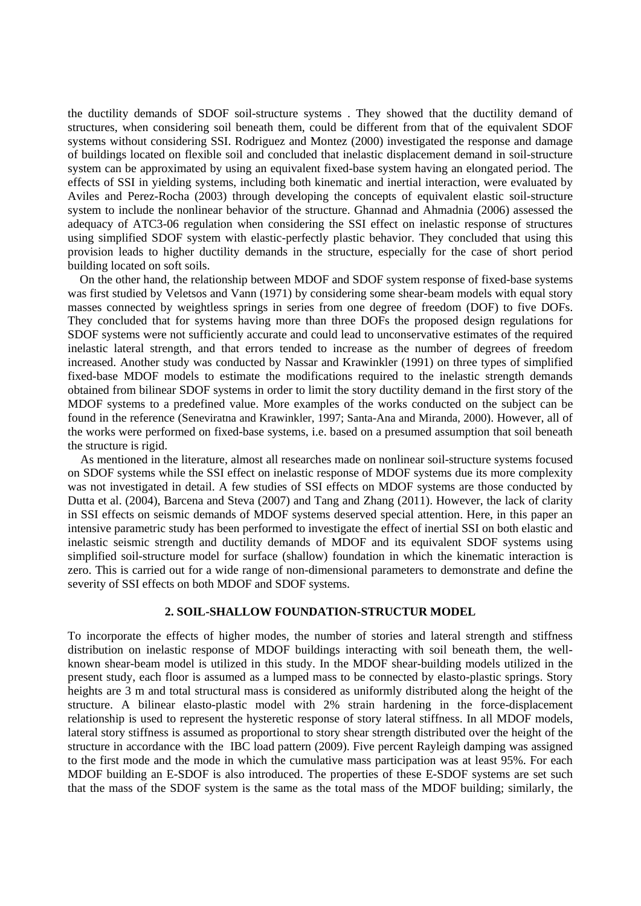the ductility demands of SDOF soil-structure systems . They showed that the ductility demand of structures, when considering soil beneath them, could be different from that of the equivalent SDOF systems without considering SSI. Rodriguez and Montez (2000) investigated the response and damage of buildings located on flexible soil and concluded that inelastic displacement demand in soil-structure system can be approximated by using an equivalent fixed-base system having an elongated period. The effects of SSI in yielding systems, including both kinematic and inertial interaction, were evaluated by Aviles and Perez-Rocha (2003) through developing the concepts of equivalent elastic soil-structure system to include the nonlinear behavior of the structure. Ghannad and Ahmadnia (2006) assessed the adequacy of ATC3-06 regulation when considering the SSI effect on inelastic response of structures using simplified SDOF system with elastic-perfectly plastic behavior. They concluded that using this provision leads to higher ductility demands in the structure, especially for the case of short period building located on soft soils.

On the other hand, the relationship between MDOF and SDOF system response of fixed-base systems was first studied by Veletsos and Vann (1971) by considering some shear-beam models with equal story masses connected by weightless springs in series from one degree of freedom (DOF) to five DOFs. They concluded that for systems having more than three DOFs the proposed design regulations for SDOF systems were not sufficiently accurate and could lead to unconservative estimates of the required inelastic lateral strength, and that errors tended to increase as the number of degrees of freedom increased. Another study was conducted by Nassar and Krawinkler (1991) on three types of simplified fixed-base MDOF models to estimate the modifications required to the inelastic strength demands obtained from bilinear SDOF systems in order to limit the story ductility demand in the first story of the MDOF systems to a predefined value. More examples of the works conducted on the subject can be found in the reference (Seneviratna and Krawinkler, 1997; Santa-Ana and Miranda, 2000). However, all of the works were performed on fixed-base systems, i.e. based on a presumed assumption that soil beneath the structure is rigid.

As mentioned in the literature, almost all researches made on nonlinear soil-structure systems focused on SDOF systems while the SSI effect on inelastic response of MDOF systems due its more complexity was not investigated in detail. A few studies of SSI effects on MDOF systems are those conducted by Dutta et al. (2004), Barcena and Steva (2007) and Tang and Zhang (2011). However, the lack of clarity in SSI effects on seismic demands of MDOF systems deserved special attention. Here, in this paper an intensive parametric study has been performed to investigate the effect of inertial SSI on both elastic and inelastic seismic strength and ductility demands of MDOF and its equivalent SDOF systems using simplified soil-structure model for surface (shallow) foundation in which the kinematic interaction is zero. This is carried out for a wide range of non-dimensional parameters to demonstrate and define the severity of SSI effects on both MDOF and SDOF systems.

## 2. SOIL-SHALLOW FOUNDATION-STRUCTUR MODEL

To incorporate the effects of higher modes, the number of stories and lateral strength and stiffness distribution on inelastic response of MDOF buildings interacting with soil beneath them, the well-known shear-beam model is utilized in this study. In the MDOF shear-building models utilized in the present study, each floor is assumed as a lumped mass to be connected by elasto-plastic springs. Story heights are 3 m and total structural mass is considered as uniformly distributed along the height of the structure. A bilinear elasto-plastic model with 2% strain hardening in the force-displacement relationship is used to represent the hysteretic response of story lateral stiffness. In all MDOF models, lateral story stiffness is assumed as proportional to story shear strength distributed over the height of the structure in accordance with the IBC load pattern (2009). Five percent Rayleigh damping was assigned to the first mode and the mode in which the cumulative mass participation was at least 95%. For each MDOF building an E-SDOF is also introduced. The properties of these E-SDOF systems are set such that the mass of the SDOF system is the same as the total mass of the MDOF building; similarly, the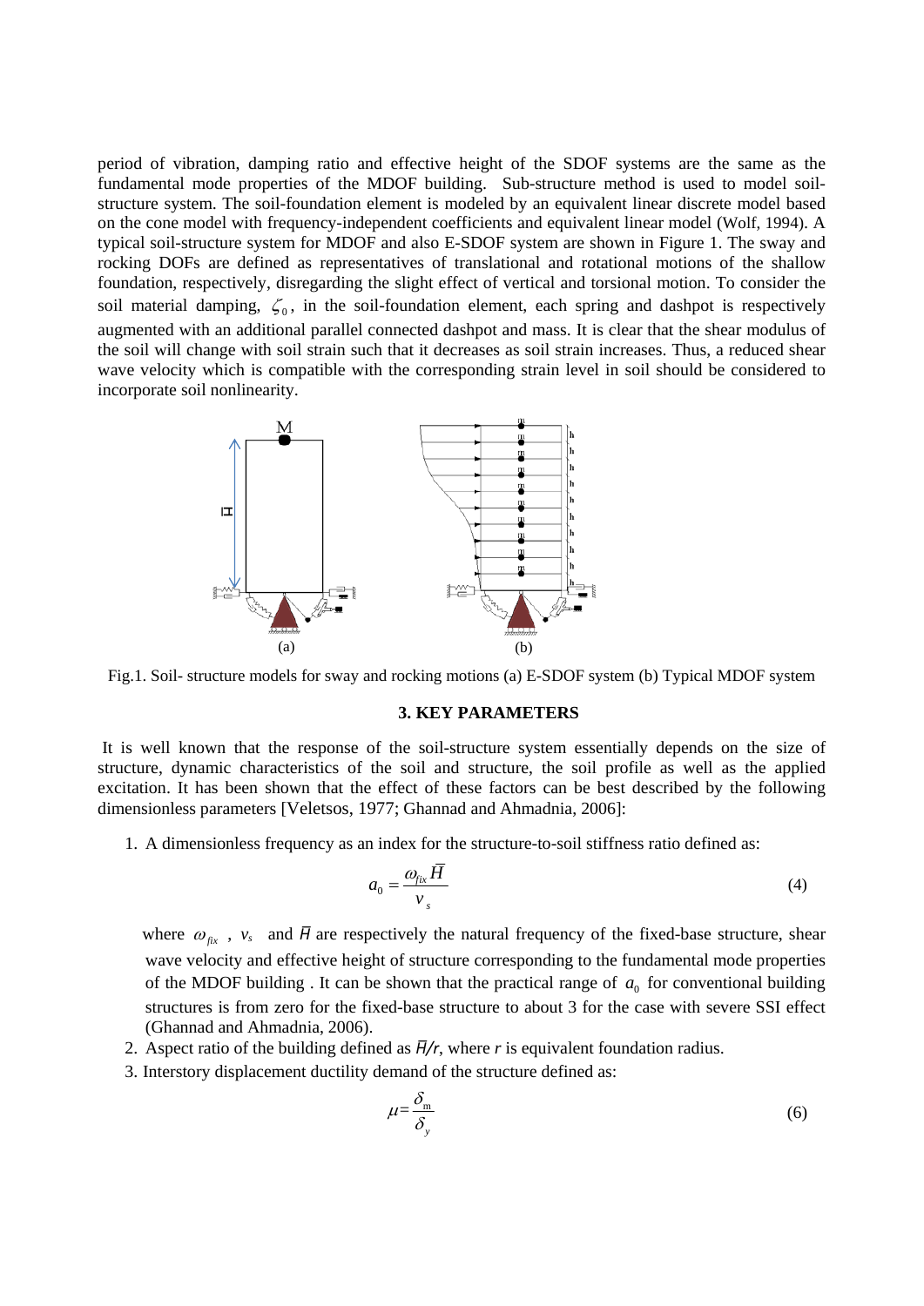period of vibration, damping ratio and effective height of the SDOF systems are the same as the fundamental mode properties of the MDOF building. Sub-structure method is used to model soil-structure system. The soil-foundation element is modeled by an equivalent linear discrete model based on the cone model with frequency-independent coefficients and equivalent linear model (Wolf, 1994). A typical soil-structure system for MDOF and also E-SDOF system are shown in Figure 1. The sway and rocking DOFs are defined as representatives of translational and rotational motions of the shallow foundation, respectively, disregarding the slight effect of vertical and torsional motion. To consider the soil material damping, $\zeta_0$, in the soil-foundation element, each spring and dashpot is respectively augmented with an additional parallel connected dashpot and mass. It is clear that the shear modulus of the soil will change with soil strain such that it decreases as soil strain increases. Thus, a reduced shear wave velocity which is compatible with the corresponding strain level in soil should be considered to incorporate soil nonlinearity.

M

H̄

m

h

(a)

(b)

Fig.1. Soil- structure models for sway and rocking motions (a) E-SDOF system (b) Typical MDOF system

## 3. KEY PARAMETERS

It is well known that the response of the soil-structure system essentially depends on the size of structure, dynamic characteristics of the soil and structure, the soil profile as well as the applied excitation. It has been shown that the effect of these factors can be best described by the following dimensionless parameters [Veletsos, 1977; Ghannad and Ahmadnia, 2006]:

1. A dimensionless frequency as an index for the structure-to-soil stiffness ratio defined as:

$$a_0 = \frac{\omega_{fix} \bar{H}}{v_s} \tag{4}$$

   where $\omega_{fix}$ , $v_s$ and $\bar{H}$ are respectively the natural frequency of the fixed-base structure, shear wave velocity and effective height of structure corresponding to the fundamental mode properties of the MDOF building . It can be shown that the practical range of $a_0$ for conventional building structures is from zero for the fixed-base structure to about 3 for the case with severe SSI effect (Ghannad and Ahmadnia, 2006).

2. Aspect ratio of the building defined as $\bar{H}/r$, where $r$ is equivalent foundation radius.
3. Interstory displacement ductility demand of the structure defined as:

$$\mu = \frac{\delta_m}{\delta_y} \tag{6}$$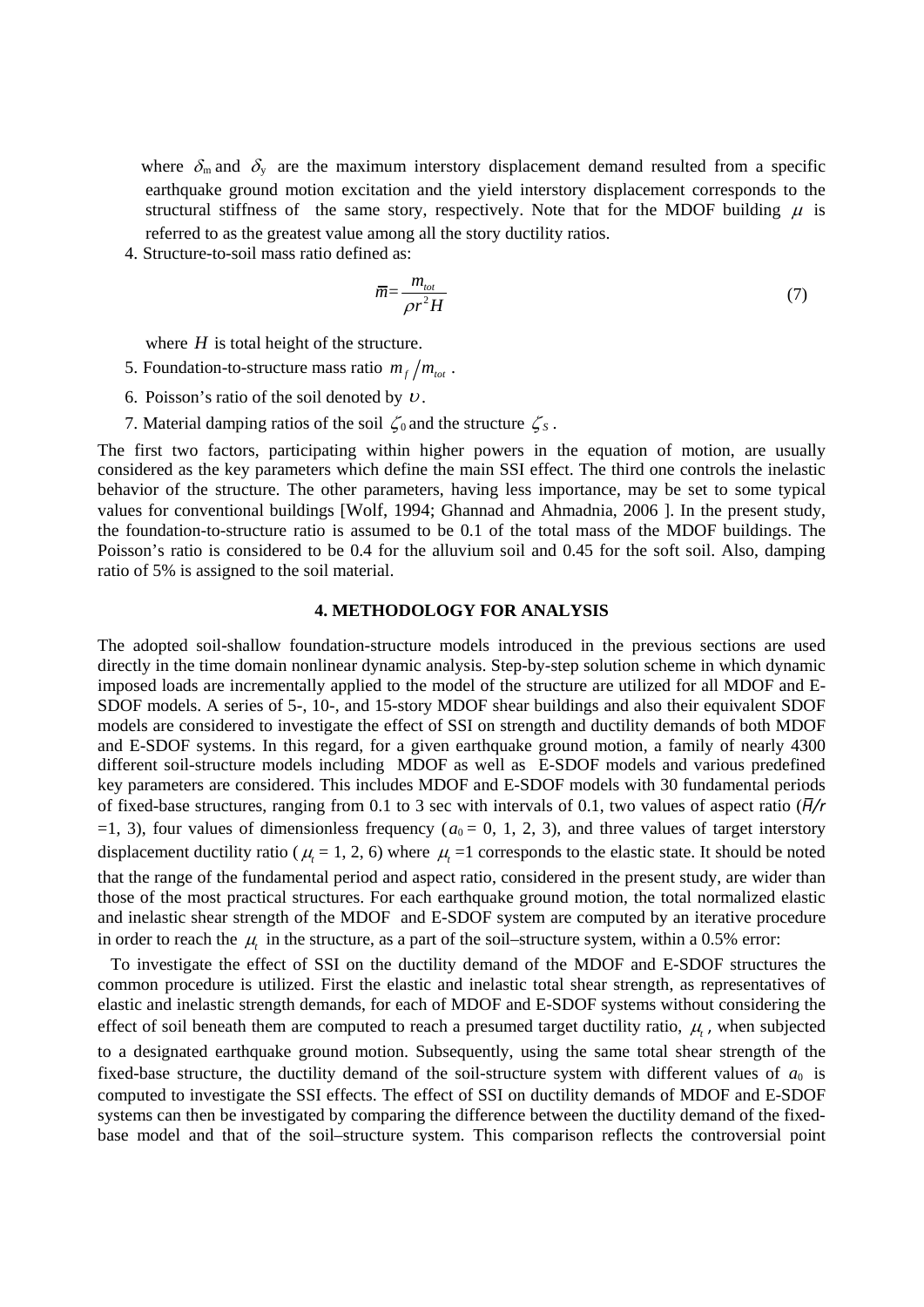where $\delta_m$ and $\delta_y$ are the maximum interstory displacement demand resulted from a specific earthquake ground motion excitation and the yield interstory displacement corresponds to the structural stiffness of the same story, respectively. Note that for the MDOF building $\mu$ is referred to as the greatest value among all the story ductility ratios.

4. Structure-to-soil mass ratio defined as:

$$\bar{m} = \frac{m_{tot}}{\rho r^2 H} \tag{7}$$

where $H$ is total height of the structure.

5. Foundation-to-structure mass ratio $m_f / m_{tot}$ .
6. Poisson's ratio of the soil denoted by $\upsilon$.
7. Material damping ratios of the soil $\zeta_0$ and the structure $\zeta_S$ .

The first two factors, participating within higher powers in the equation of motion, are usually considered as the key parameters which define the main SSI effect. The third one controls the inelastic behavior of the structure. The other parameters, having less importance, may be set to some typical values for conventional buildings [Wolf, 1994; Ghannad and Ahmadnia, 2006 ]. In the present study, the foundation-to-structure ratio is assumed to be 0.1 of the total mass of the MDOF buildings. The Poisson's ratio is considered to be 0.4 for the alluvium soil and 0.45 for the soft soil. Also, damping ratio of 5% is assigned to the soil material.

## 4. METHODOLOGY FOR ANALYSIS

The adopted soil-shallow foundation-structure models introduced in the previous sections are used directly in the time domain nonlinear dynamic analysis. Step-by-step solution scheme in which dynamic imposed loads are incrementally applied to the model of the structure are utilized for all MDOF and E-SDOF models. A series of 5-, 10-, and 15-story MDOF shear buildings and also their equivalent SDOF models are considered to investigate the effect of SSI on strength and ductility demands of both MDOF and E-SDOF systems. In this regard, for a given earthquake ground motion, a family of nearly 4300 different soil-structure models including MDOF as well as E-SDOF models and various predefined key parameters are considered. This includes MDOF and E-SDOF models with 30 fundamental periods of fixed-base structures, ranging from 0.1 to 3 sec with intervals of 0.1, two values of aspect ratio ($\bar{H}/r$ =1, 3), four values of dimensionless frequency ($a_0$ = 0, 1, 2, 3), and three values of target interstory displacement ductility ratio ($\mu_t$ = 1, 2, 6) where $\mu_t$ =1 corresponds to the elastic state. It should be noted that the range of the fundamental period and aspect ratio, considered in the present study, are wider than those of the most practical structures. For each earthquake ground motion, the total normalized elastic and inelastic shear strength of the MDOF and E-SDOF system are computed by an iterative procedure in order to reach the $\mu_t$ in the structure, as a part of the soil–structure system, within a 0.5% error:

To investigate the effect of SSI on the ductility demand of the MDOF and E-SDOF structures the common procedure is utilized. First the elastic and inelastic total shear strength, as representatives of elastic and inelastic strength demands, for each of MDOF and E-SDOF systems without considering the effect of soil beneath them are computed to reach a presumed target ductility ratio, $\mu_t$, when subjected to a designated earthquake ground motion. Subsequently, using the same total shear strength of the fixed-base structure, the ductility demand of the soil-structure system with different values of $a_0$ is computed to investigate the SSI effects. The effect of SSI on ductility demands of MDOF and E-SDOF systems can then be investigated by comparing the difference between the ductility demand of the fixed-base model and that of the soil–structure system. This comparison reflects the controversial point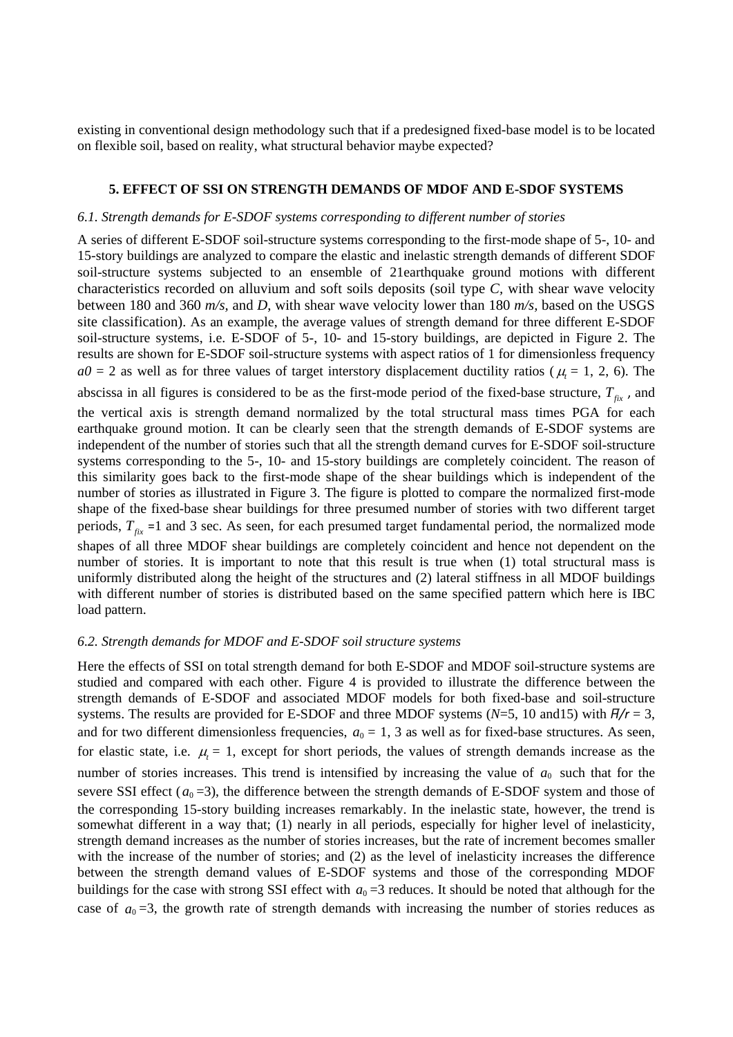existing in conventional design methodology such that if a predesigned fixed-base model is to be located on flexible soil, based on reality, what structural behavior maybe expected?

## 5. EFFECT OF SSI ON STRENGTH DEMANDS OF MDOF AND E-SDOF SYSTEMS

### *6.1. Strength demands for E-SDOF systems corresponding to different number of stories*

A series of different E-SDOF soil-structure systems corresponding to the first-mode shape of 5-, 10- and 15-story buildings are analyzed to compare the elastic and inelastic strength demands of different SDOF soil-structure systems subjected to an ensemble of 21earthquake ground motions with different characteristics recorded on alluvium and soft soils deposits (soil type *C*, with shear wave velocity between 180 and 360 *m/s*, and *D*, with shear wave velocity lower than 180 *m/s*, based on the USGS site classification). As an example, the average values of strength demand for three different E-SDOF soil-structure systems, i.e. E-SDOF of 5-, 10- and 15-story buildings, are depicted in Figure 2. The results are shown for E-SDOF soil-structure systems with aspect ratios of 1 for dimensionless frequency $a0 = 2$ as well as for three values of target interstory displacement ductility ratios ($\mu_t = 1, 2, 6$). The abscissa in all figures is considered to be as the first-mode period of the fixed-base structure, $T_{fix}$ , and the vertical axis is strength demand normalized by the total structural mass times PGA for each earthquake ground motion. It can be clearly seen that the strength demands of E-SDOF systems are independent of the number of stories such that all the strength demand curves for E-SDOF soil-structure systems corresponding to the 5-, 10- and 15-story buildings are completely coincident. The reason of this similarity goes back to the first-mode shape of the shear buildings which is independent of the number of stories as illustrated in Figure 3. The figure is plotted to compare the normalized first-mode shape of the fixed-base shear buildings for three presumed number of stories with two different target periods, $T_{fix}$ =1 and 3 sec. As seen, for each presumed target fundamental period, the normalized mode shapes of all three MDOF shear buildings are completely coincident and hence not dependent on the number of stories. It is important to note that this result is true when (1) total structural mass is uniformly distributed along the height of the structures and (2) lateral stiffness in all MDOF buildings with different number of stories is distributed based on the same specified pattern which here is IBC load pattern.

### *6.2. Strength demands for MDOF and E-SDOF soil structure systems*

Here the effects of SSI on total strength demand for both E-SDOF and MDOF soil-structure systems are studied and compared with each other. Figure 4 is provided to illustrate the difference between the strength demands of E-SDOF and associated MDOF models for both fixed-base and soil-structure systems. The results are provided for E-SDOF and three MDOF systems (*N*=5, 10 and15) with $\bar{H}/r = 3$, and for two different dimensionless frequencies, $a_0$ = 1, 3 as well as for fixed-base structures. As seen, for elastic state, i.e. $\mu_t$ = 1, except for short periods, the values of strength demands increase as the number of stories increases. This trend is intensified by increasing the value of $a_0$ such that for the severe SSI effect ($a_0$ =3), the difference between the strength demands of E-SDOF system and those of the corresponding 15-story building increases remarkably. In the inelastic state, however, the trend is somewhat different in a way that; (1) nearly in all periods, especially for higher level of inelasticity, strength demand increases as the number of stories increases, but the rate of increment becomes smaller with the increase of the number of stories; and (2) as the level of inelasticity increases the difference between the strength demand values of E-SDOF systems and those of the corresponding MDOF buildings for the case with strong SSI effect with $a_0$ =3 reduces. It should be noted that although for the case of $a_0$ =3, the growth rate of strength demands with increasing the number of stories reduces as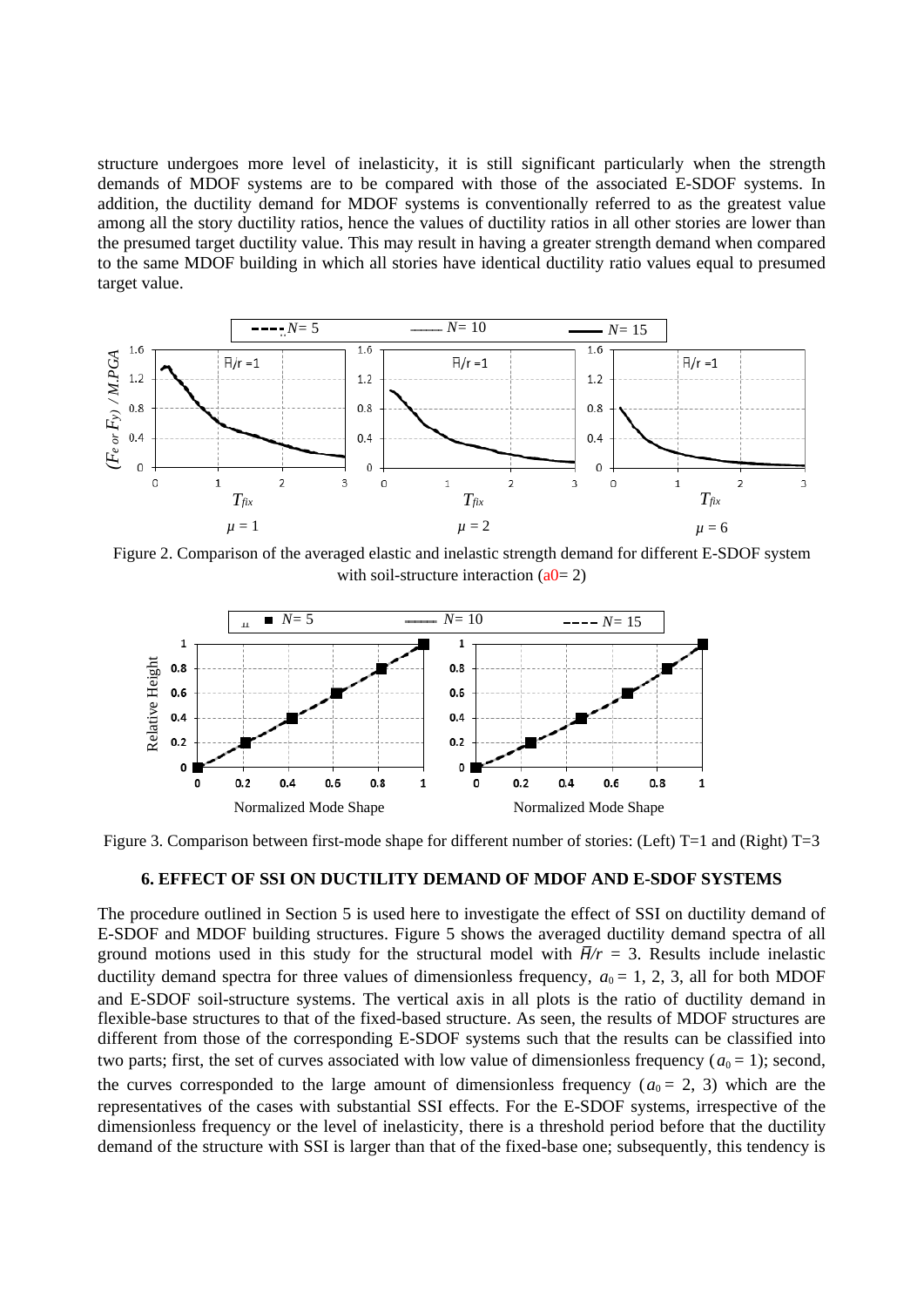structure undergoes more level of inelasticity, it is still significant particularly when the strength demands of MDOF systems are to be compared with those of the associated E-SDOF systems. In addition, the ductility demand for MDOF systems is conventionally referred to as the greatest value among all the story ductility ratios, hence the values of ductility ratios in all other stories are lower than the presumed target ductility value. This may result in having a greater strength demand when compared to the same MDOF building in which all stories have identical ductility ratio values equal to presumed target value.

N= 5
N= 10
N= 15

$(F_e$ or $F_y)$ / M.PGA

H̄/r =1

1.6
1.2
0.8
0.4
0

0 1 2 3

$T_{fix}$

$\mu = 1$

$\mu = 2$

$\mu = 6$

Figure 2. Comparison of the averaged elastic and inelastic strength demand for different E-SDOF system with soil-structure interaction (a0= 2)

N= 5
N= 10
N= 15

Relative Height

Normalized Mode Shape

0 0.2 0.4 0.6 0.8 1

Figure 3. Comparison between first-mode shape for different number of stories: (Left) T=1 and (Right) T=3

### 6. EFFECT OF SSI ON DUCTILITY DEMAND OF MDOF AND E-SDOF SYSTEMS

The procedure outlined in Section 5 is used here to investigate the effect of SSI on ductility demand of E-SDOF and MDOF building structures. Figure 5 shows the averaged ductility demand spectra of all ground motions used in this study for the structural model with $\bar{H}/r$ = 3. Results include inelastic ductility demand spectra for three values of dimensionless frequency, $a_0$ = 1, 2, 3, all for both MDOF and E-SDOF soil-structure systems. The vertical axis in all plots is the ratio of ductility demand in flexible-base structures to that of the fixed-based structure. As seen, the results of MDOF structures are different from those of the corresponding E-SDOF systems such that the results can be classified into two parts; first, the set of curves associated with low value of dimensionless frequency ($a_0$ = 1); second, the curves corresponded to the large amount of dimensionless frequency ($a_0$ = 2, 3) which are the representatives of the cases with substantial SSI effects. For the E-SDOF systems, irrespective of the dimensionless frequency or the level of inelasticity, there is a threshold period before that the ductility demand of the structure with SSI is larger than that of the fixed-base one; subsequently, this tendency is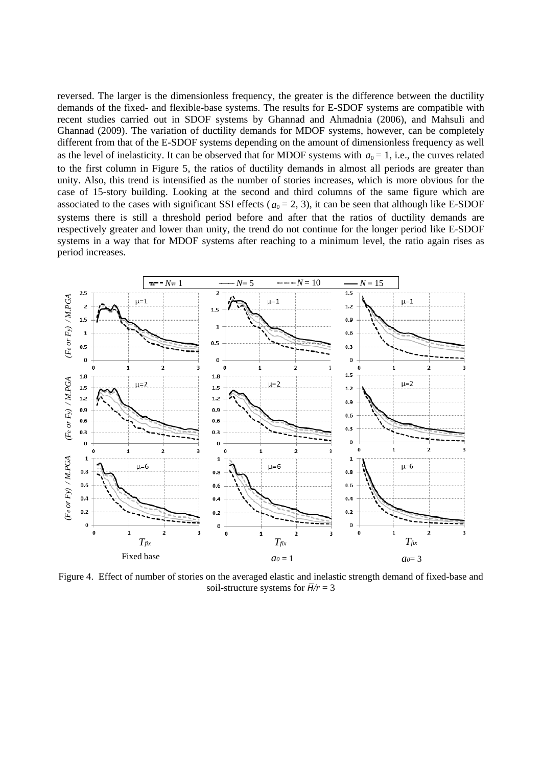reversed. The larger is the dimensionless frequency, the greater is the difference between the ductility demands of the fixed- and flexible-base systems. The results for E-SDOF systems are compatible with recent studies carried out in SDOF systems by Ghannad and Ahmadnia (2006), and Mahsuli and Ghannad (2009). The variation of ductility demands for MDOF systems, however, can be completely different from that of the E-SDOF systems depending on the amount of dimensionless frequency as well as the level of inelasticity. It can be observed that for MDOF systems with $a_0 = 1$, i.e., the curves related to the first column in Figure 5, the ratios of ductility demands in almost all periods are greater than unity. Also, this trend is intensified as the number of stories increases, which is more obvious for the case of 15-story building. Looking at the second and third columns of the same figure which are associated to the cases with significant SSI effects ($a_0 = 2, 3$), it can be seen that although like E-SDOF systems there is still a threshold period before and after that the ratios of ductility demands are respectively greater and lower than unity, the trend do not continue for the longer period like E-SDOF systems in a way that for MDOF systems after reaching to a minimum level, the ratio again rises as period increases.

N= 1
N= 5
N = 10
N = 15

(Fe or Fy) / M.PGA

μ=1
μ=2
μ=6

$T_{fix}$

Fixed base
$a_0 = 1$
$a_0 = 3$

Figure 4. Effect of number of stories on the averaged elastic and inelastic strength demand of fixed-base and soil-structure systems for $\bar{H}/r = 3$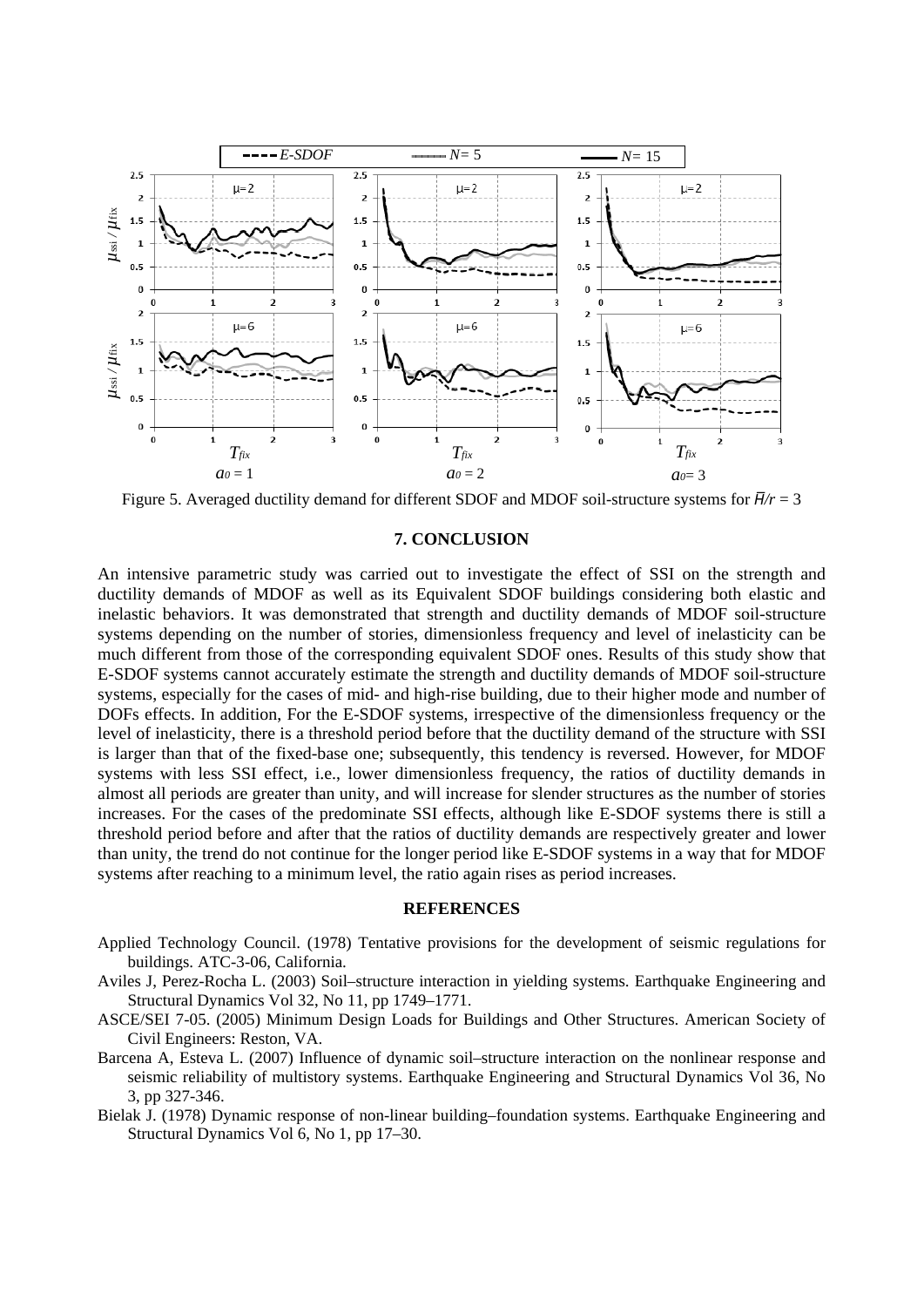E-SDOF

N= 5

N= 15

$\mu_{ssi} / \mu_{fix}$

μ=2

μ=6

$T_{fix}$

$a_0 = 1$

$a_0 = 2$

$a_0 = 3$

Figure 5. Averaged ductility demand for different SDOF and MDOF soil-structure systems for $\bar{H}/r = 3$

## 7. CONCLUSION

An intensive parametric study was carried out to investigate the effect of SSI on the strength and ductility demands of MDOF as well as its Equivalent SDOF buildings considering both elastic and inelastic behaviors. It was demonstrated that strength and ductility demands of MDOF soil-structure systems depending on the number of stories, dimensionless frequency and level of inelasticity can be much different from those of the corresponding equivalent SDOF ones. Results of this study show that E-SDOF systems cannot accurately estimate the strength and ductility demands of MDOF soil-structure systems, especially for the cases of mid- and high-rise building, due to their higher mode and number of DOFs effects. In addition, For the E-SDOF systems, irrespective of the dimensionless frequency or the level of inelasticity, there is a threshold period before that the ductility demand of the structure with SSI is larger than that of the fixed-base one; subsequently, this tendency is reversed. However, for MDOF systems with less SSI effect, i.e., lower dimensionless frequency, the ratios of ductility demands in almost all periods are greater than unity, and will increase for slender structures as the number of stories increases. For the cases of the predominate SSI effects, although like E-SDOF systems there is still a threshold period before and after that the ratios of ductility demands are respectively greater and lower than unity, the trend do not continue for the longer period like E-SDOF systems in a way that for MDOF systems after reaching to a minimum level, the ratio again rises as period increases.

## REFERENCES

Applied Technology Council. (1978) Tentative provisions for the development of seismic regulations for buildings. ATC-3-06, California.

Aviles J, Perez-Rocha L. (2003) Soil–structure interaction in yielding systems. Earthquake Engineering and Structural Dynamics Vol 32, No 11, pp 1749–1771.

ASCE/SEI 7-05. (2005) Minimum Design Loads for Buildings and Other Structures. American Society of Civil Engineers: Reston, VA.

Barcena A, Esteva L. (2007) Influence of dynamic soil–structure interaction on the nonlinear response and seismic reliability of multistory systems. Earthquake Engineering and Structural Dynamics Vol 36, No 3, pp 327-346.

Bielak J. (1978) Dynamic response of non-linear building–foundation systems. Earthquake Engineering and Structural Dynamics Vol 6, No 1, pp 17–30.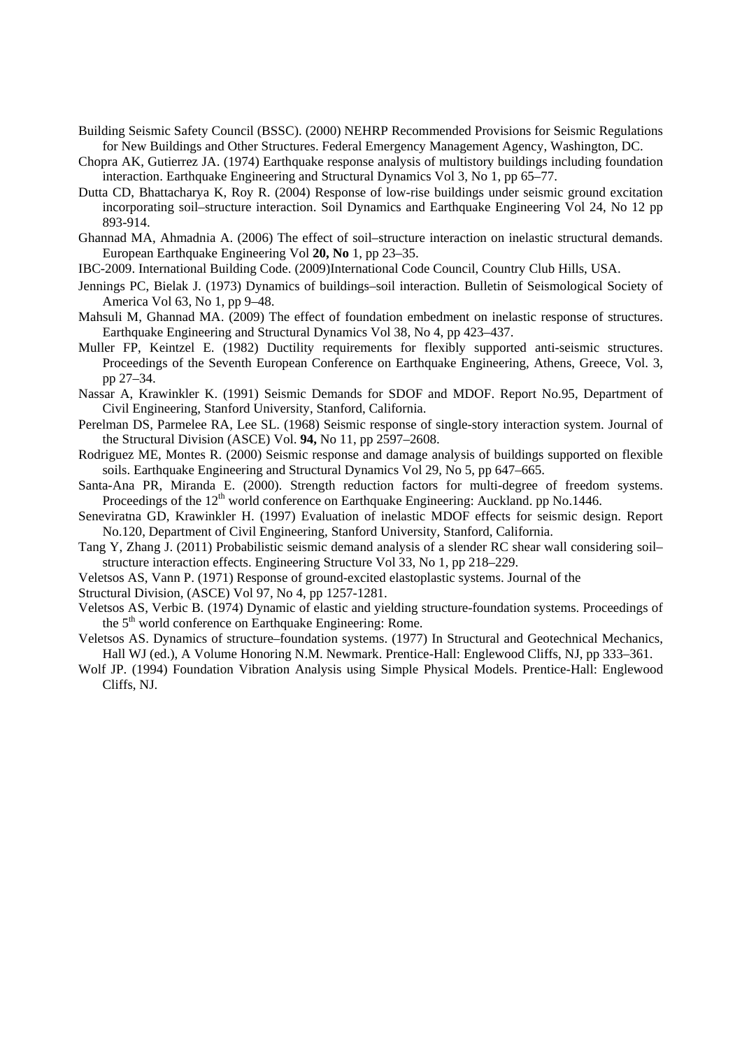Building Seismic Safety Council (BSSC). (2000) NEHRP Recommended Provisions for Seismic Regulations for New Buildings and Other Structures. Federal Emergency Management Agency, Washington, DC.

Chopra AK, Gutierrez JA. (1974) Earthquake response analysis of multistory buildings including foundation interaction. Earthquake Engineering and Structural Dynamics Vol 3, No 1, pp 65–77.

Dutta CD, Bhattacharya K, Roy R. (2004) Response of low-rise buildings under seismic ground excitation incorporating soil–structure interaction. Soil Dynamics and Earthquake Engineering Vol 24, No 12 pp 893-914.

Ghannad MA, Ahmadnia A. (2006) The effect of soil–structure interaction on inelastic structural demands. European Earthquake Engineering Vol **20, No** 1, pp 23–35.

IBC-2009. International Building Code. (2009)International Code Council, Country Club Hills, USA.

Jennings PC, Bielak J. (1973) Dynamics of buildings–soil interaction. Bulletin of Seismological Society of America Vol 63, No 1, pp 9–48.

Mahsuli M, Ghannad MA. (2009) The effect of foundation embedment on inelastic response of structures. Earthquake Engineering and Structural Dynamics Vol 38, No 4, pp 423–437.

Muller FP, Keintzel E. (1982) Ductility requirements for flexibly supported anti-seismic structures. Proceedings of the Seventh European Conference on Earthquake Engineering, Athens, Greece, Vol. 3, pp 27–34.

Nassar A, Krawinkler K. (1991) Seismic Demands for SDOF and MDOF. Report No.95, Department of Civil Engineering, Stanford University, Stanford, California.

Perelman DS, Parmelee RA, Lee SL. (1968) Seismic response of single-story interaction system. Journal of the Structural Division (ASCE) Vol. **94,** No 11, pp 2597–2608.

Rodriguez ME, Montes R. (2000) Seismic response and damage analysis of buildings supported on flexible soils. Earthquake Engineering and Structural Dynamics Vol 29, No 5, pp 647–665.

Santa-Ana PR, Miranda E. (2000). Strength reduction factors for multi-degree of freedom systems. Proceedings of the 12th world conference on Earthquake Engineering: Auckland. pp No.1446.

Seneviratna GD, Krawinkler H. (1997) Evaluation of inelastic MDOF effects for seismic design. Report No.120, Department of Civil Engineering, Stanford University, Stanford, California.

Tang Y, Zhang J. (2011) Probabilistic seismic demand analysis of a slender RC shear wall considering soil–structure interaction effects. Engineering Structure Vol 33, No 1, pp 218–229.

Veletsos AS, Vann P. (1971) Response of ground-excited elastoplastic systems. Journal of the Structural Division, (ASCE) Vol 97, No 4, pp 1257-1281.

Veletsos AS, Verbic B. (1974) Dynamic of elastic and yielding structure-foundation systems. Proceedings of the 5th world conference on Earthquake Engineering: Rome.

Veletsos AS. Dynamics of structure–foundation systems. (1977) In Structural and Geotechnical Mechanics, Hall WJ (ed.), A Volume Honoring N.M. Newmark. Prentice-Hall: Englewood Cliffs, NJ, pp 333–361.

Wolf JP. (1994) Foundation Vibration Analysis using Simple Physical Models. Prentice-Hall: Englewood Cliffs, NJ.